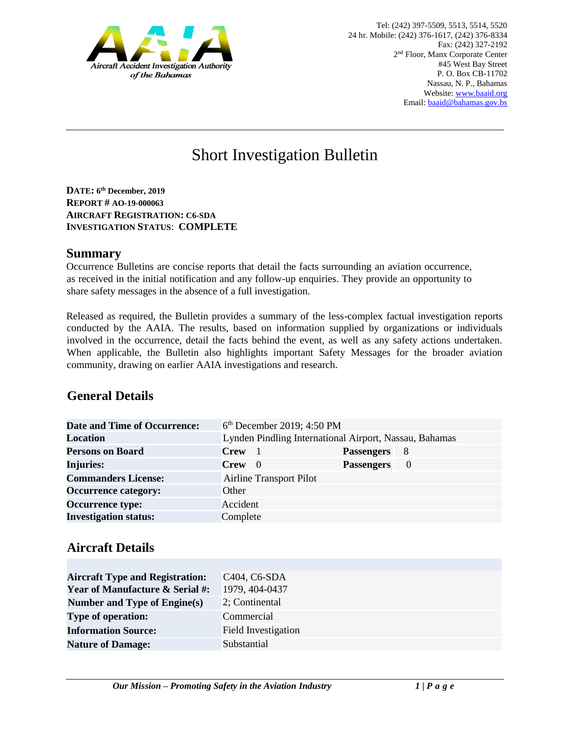Tel: (242) 397-5509, 5513, 5514, 5520
24 hr. Mobile: (242) 376-1617, (242) 376-8334
Fax: (242) 327-2192
2nd Floor, Manx Corporate Center
#45 West Bay Street
P. O. Box CB-11702
Nassau, N. P., Bahamas
Website: www.baaid.org
Email: baaid@bahamas.gov.bs

# Short Investigation Bulletin

**DATE: 6th December, 2019**
**REPORT # AO-19-000063**
**AIRCRAFT REGISTRATION: C6-SDA**
**INVESTIGATION STATUS: COMPLETE**

## Summary

Occurrence Bulletins are concise reports that detail the facts surrounding an aviation occurrence, as received in the initial notification and any follow-up enquiries. They provide an opportunity to share safety messages in the absence of a full investigation.

Released as required, the Bulletin provides a summary of the less-complex factual investigation reports conducted by the AAIA. The results, based on information supplied by organizations or individuals involved in the occurrence, detail the facts behind the event, as well as any safety actions undertaken. When applicable, the Bulletin also highlights important Safety Messages for the broader aviation community, drawing on earlier AAIA investigations and research.

## General Details

| | | | |
|---|---|---|---|
| **Date and Time of Occurrence:** | 6th December 2019; 4:50 PM | | |
| **Location** | Lynden Pindling International Airport, Nassau, Bahamas | | |
| **Persons on Board** | **Crew** 1 | **Passengers** | 8 |
| **Injuries:** | **Crew** 0 | **Passengers** | 0 |
| **Commanders License:** | Airline Transport Pilot | | |
| **Occurrence category:** | Other | | |
| **Occurrence type:** | Accident | | |
| **Investigation status:** | Complete | | |

## Aircraft Details

| | |
|---|---|
| **Aircraft Type and Registration:** | C404, C6-SDA |
| **Year of Manufacture & Serial #:** | 1979, 404-0437 |
| **Number and Type of Engine(s)** | 2; Continental |
| **Type of operation:** | Commercial |
| **Information Source:** | Field Investigation |
| **Nature of Damage:** | Substantial |

*Our Mission – Promoting Safety in the Aviation Industry*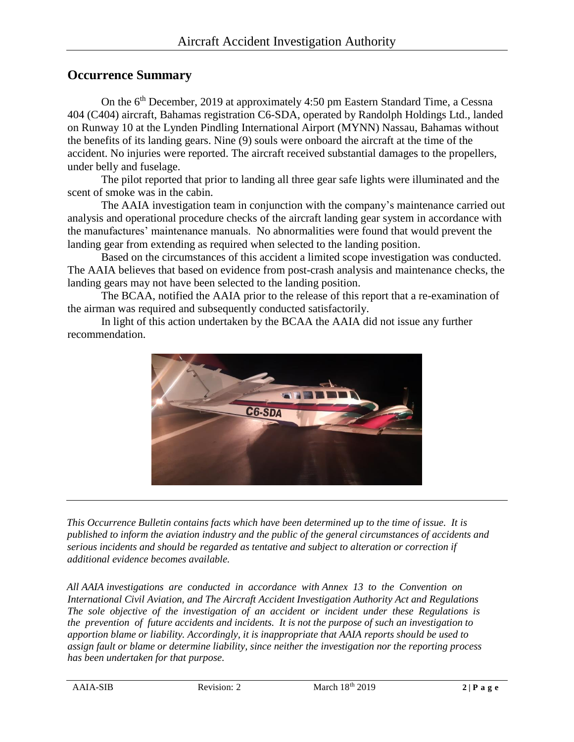## Occurrence Summary

On the 6th December, 2019 at approximately 4:50 pm Eastern Standard Time, a Cessna 404 (C404) aircraft, Bahamas registration C6-SDA, operated by Randolph Holdings Ltd., landed on Runway 10 at the Lynden Pindling International Airport (MYNN) Nassau, Bahamas without the benefits of its landing gears. Nine (9) souls were onboard the aircraft at the time of the accident. No injuries were reported. The aircraft received substantial damages to the propellers, under belly and fuselage.

The pilot reported that prior to landing all three gear safe lights were illuminated and the scent of smoke was in the cabin.

The AAIA investigation team in conjunction with the company's maintenance carried out analysis and operational procedure checks of the aircraft landing gear system in accordance with the manufactures' maintenance manuals. No abnormalities were found that would prevent the landing gear from extending as required when selected to the landing position.

Based on the circumstances of this accident a limited scope investigation was conducted. The AAIA believes that based on evidence from post-crash analysis and maintenance checks, the landing gears may not have been selected to the landing position.

The BCAA, notified the AAIA prior to the release of this report that a re-examination of the airman was required and subsequently conducted satisfactorily.

In light of this action undertaken by the BCAA the AAIA did not issue any further recommendation.

---

*This Occurrence Bulletin contains facts which have been determined up to the time of issue. It is published to inform the aviation industry and the public of the general circumstances of accidents and serious incidents and should be regarded as tentative and subject to alteration or correction if additional evidence becomes available.*

*All AAIA investigations are conducted in accordance with Annex 13 to the Convention on International Civil Aviation, and The Aircraft Accident Investigation Authority Act and Regulations The sole objective of the investigation of an accident or incident under these Regulations is the prevention of future accidents and incidents. It is not the purpose of such an investigation to apportion blame or liability. Accordingly, it is inappropriate that AAIA reports should be used to assign fault or blame or determine liability, since neither the investigation nor the reporting process has been undertaken for that purpose.*